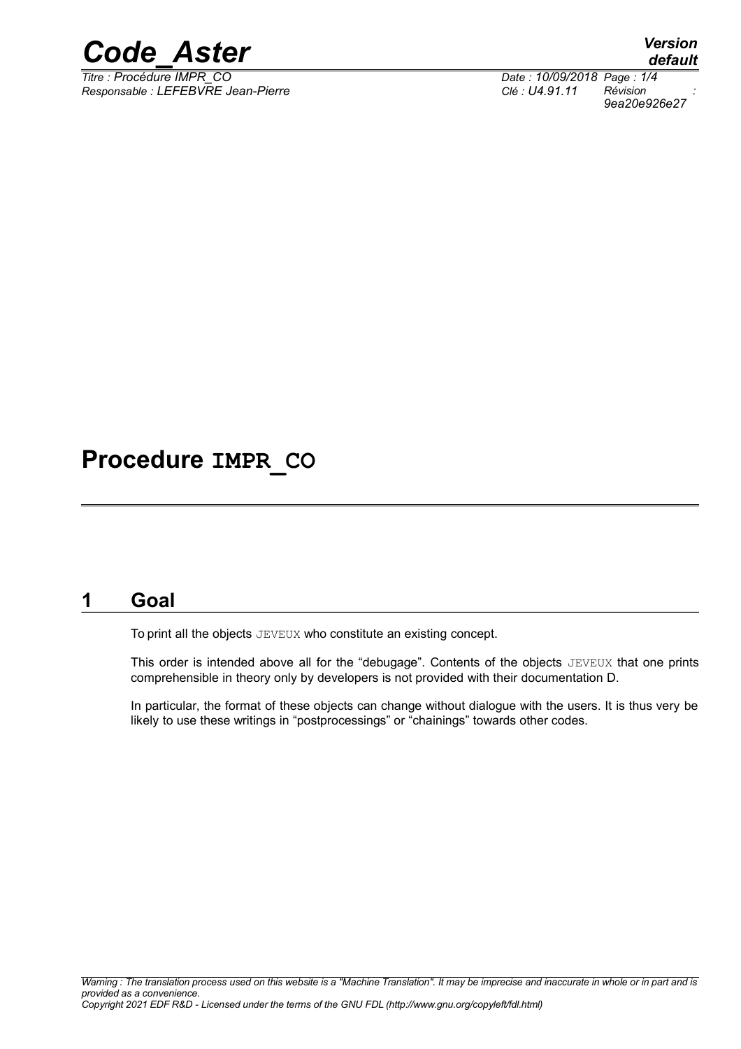# Procedure IMPR_CO

## 1 Goal

To print all the objects JEVEUX who constitute an existing concept.

This order is intended above all for the "debugage". Contents of the objects JEVEUX that one prints comprehensible in theory only by developers is not provided with their documentation D.

In particular, the format of these objects can change without dialogue with the users. It is thus very be likely to use these writings in "postprocessings" or "chainings" towards other codes.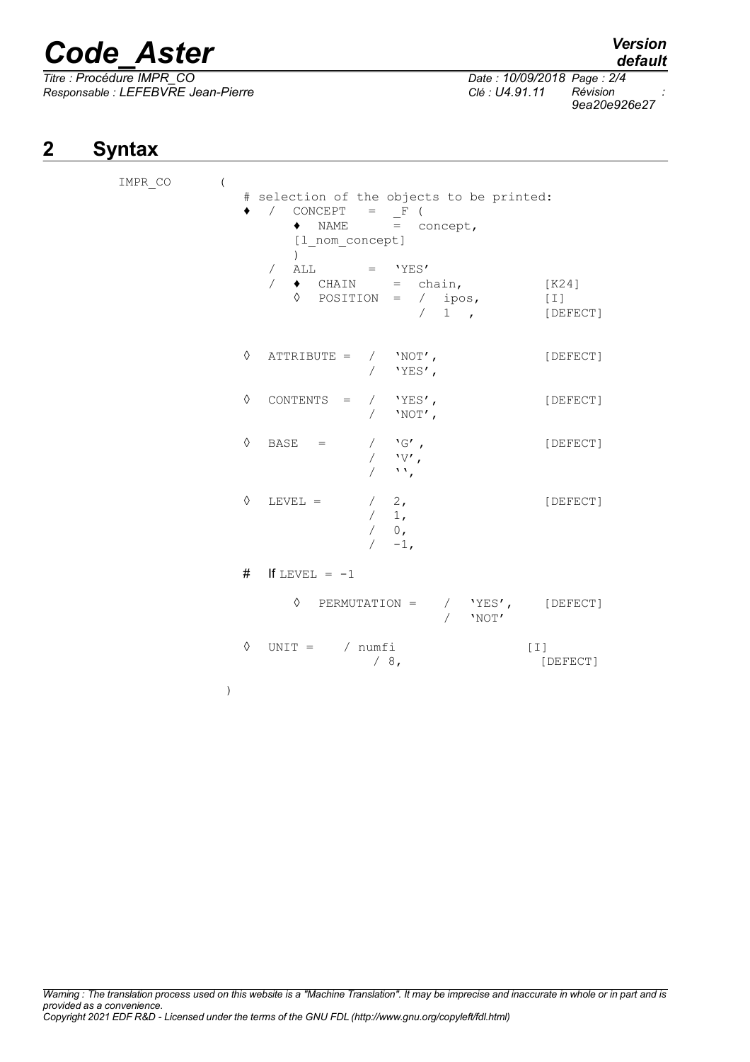## 2 Syntax

```
IMPR_CO      (
               # selection of the objects to be printed:
               ♦  /  CONCEPT   =  _F (
                       ♦  NAME      =  concept,
                       [l_nom_concept]
                       )
                  /  ALL        =  'YES'
                  /  ♦  CHAIN      =  chain,              [K24]
                     ◊  POSITION  =  /  ipos,             [I]
                                      /  1  ,             [DEFECT]


               ◊  ATTRIBUTE =  /  'NOT',                  [DEFECT]
                               /  'YES',

               ◊  CONTENTS  =  /  'YES',                  [DEFECT]
                               /  'NOT',

               ◊  BASE   =     /  'G',                    [DEFECT]
                               /  'V',
                               /  '',

               ◊  LEVEL =      /  2,                      [DEFECT]
                               /  1,
                               /  0,
                               /  -1,

               #  If LEVEL = -1

                     ◊  PERMUTATION =   /  'YES',         [DEFECT]
                                        /  'NOT'

               ◊  UNIT =    / numfi                     [I]
                              / 8,                      [DEFECT]

             )
```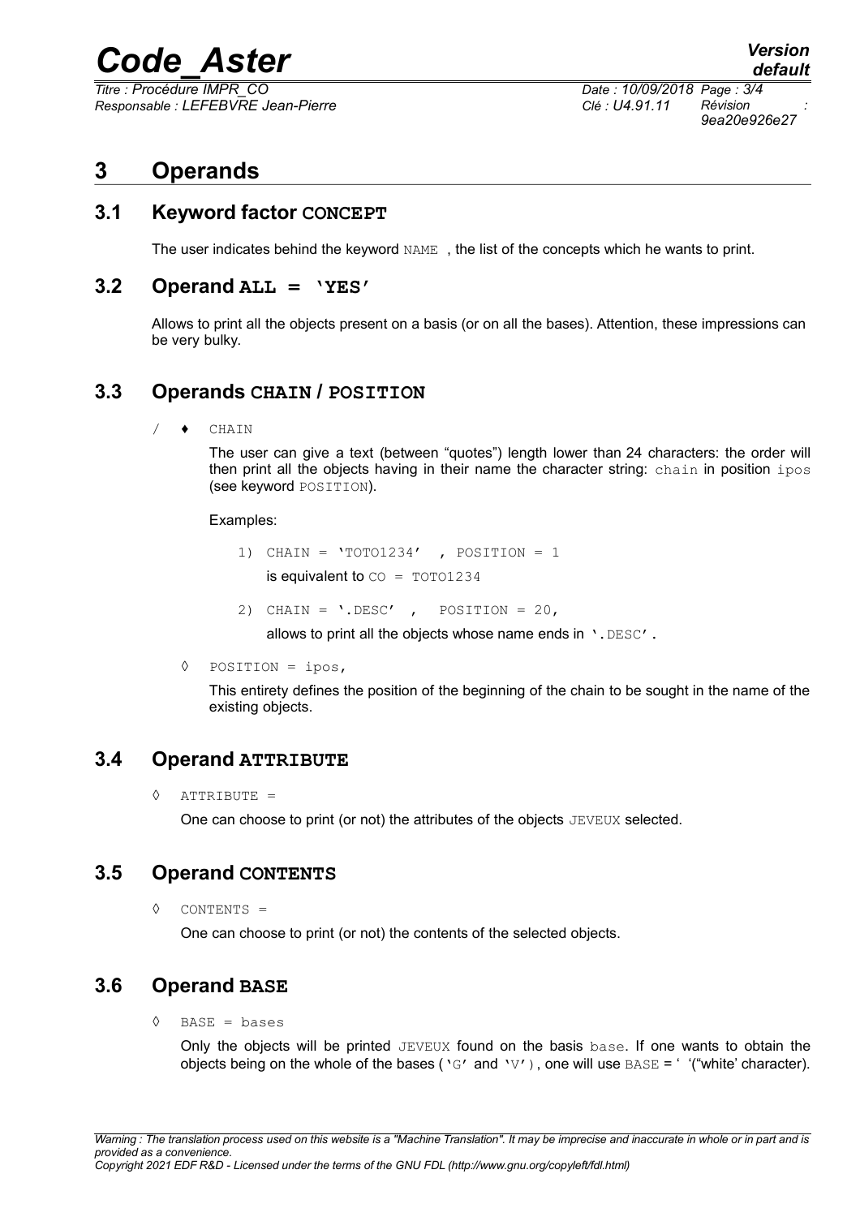# 3 Operands

## 3.1 Keyword factor **CONCEPT**

The user indicates behind the keyword `NAME` , the list of the concepts which he wants to print.

## 3.2 Operand **ALL = 'YES'**

Allows to print all the objects present on a basis (or on all the bases). Attention, these impressions can be very bulky.

## 3.3 Operands **CHAIN / POSITION**

/ ♦ `CHAIN`

The user can give a text (between "quotes") length lower than 24 characters: the order will then print all the objects having in their name the character string: `chain` in position `ipos` (see keyword `POSITION`).

Examples:

1) `CHAIN = 'TOTO1234' , POSITION = 1`

   is equivalent to `CO = TOTO1234`

2) `CHAIN = '.DESC' , POSITION = 20,`

   allows to print all the objects whose name ends in `'.DESC'`.

◊ `POSITION = ipos,`

This entirety defines the position of the beginning of the chain to be sought in the name of the existing objects.

## 3.4 Operand **ATTRIBUTE**

◊ `ATTRIBUTE =`

One can choose to print (or not) the attributes of the objects `JEVEUX` selected.

## 3.5 Operand **CONTENTS**

◊ `CONTENTS =`

One can choose to print (or not) the contents of the selected objects.

## 3.6 Operand **BASE**

◊ `BASE = bases`

Only the objects will be printed `JEVEUX` found on the basis `base`. If one wants to obtain the objects being on the whole of the bases (`'G'` and `'V'`), one will use `BASE` = ' '("white' character).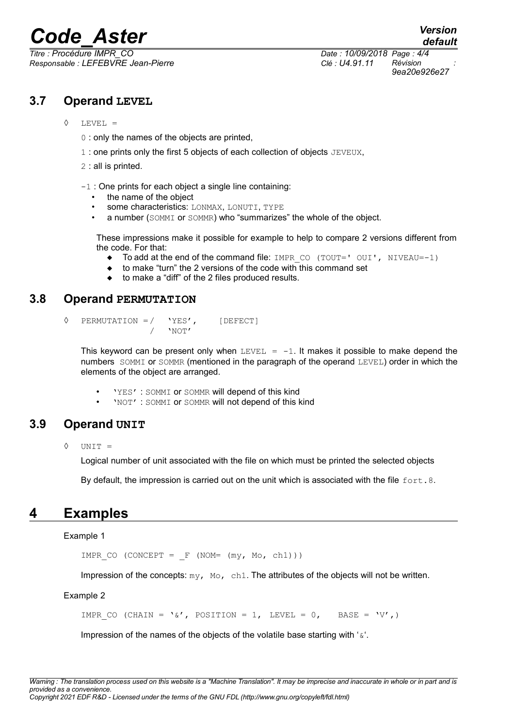### 3.7 Operand LEVEL

◊ LEVEL =

0 : only the names of the objects are printed,

1 : one prints only the first 5 objects of each collection of objects JEVEUX,

2 : all is printed.

-1 : One prints for each object a single line containing:

- the name of the object
- some characteristics: LONMAX, LONUTI, TYPE
- a number (SOMMI or SOMMR) who "summarizes" the whole of the object.

These impressions make it possible for example to help to compare 2 versions different from the code. For that:

- To add at the end of the command file: IMPR_CO (TOUT=' OUI', NIVEAU=-1)
- to make "turn" the 2 versions of the code with this command set
- to make a "diff" of the 2 files produced results.

### 3.8 Operand PERMUTATION

```
◊  PERMUTATION =/  'YES',     [DEFECT]
               /  'NOT'
```

This keyword can be present only when LEVEL = -1. It makes it possible to make depend the numbers SOMMI or SOMMR (mentioned in the paragraph of the operand LEVEL) order in which the elements of the object are arranged.

- 'YES' : SOMMI or SOMMR will depend of this kind
- 'NOT' : SOMMI or SOMMR will not depend of this kind

### 3.9 Operand UNIT

◊ UNIT =

Logical number of unit associated with the file on which must be printed the selected objects

By default, the impression is carried out on the unit which is associated with the file fort.8.

## 4 Examples

Example 1

```
IMPR_CO (CONCEPT = _F (NOM= (my, Mo, ch1)))
```

Impression of the concepts: my, Mo, ch1. The attributes of the objects will not be written.

Example 2

```
IMPR_CO (CHAIN = '&', POSITION = 1, LEVEL = 0,   BASE = 'V',)
```

Impression of the names of the objects of the volatile base starting with '&'.